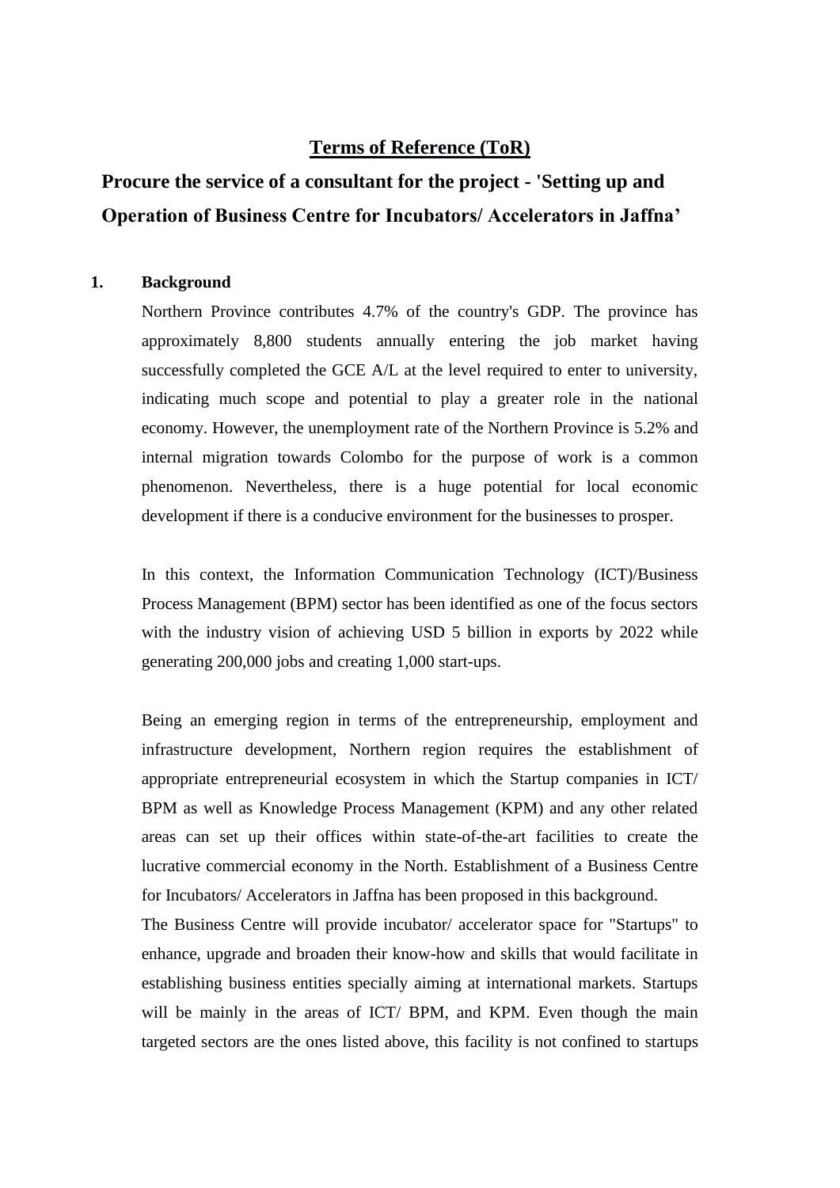# Terms of Reference (ToR)

## Procure the service of a consultant for the project - 'Setting up and Operation of Business Centre for Incubators/ Accelerators in Jaffna'

### 1. Background

Northern Province contributes 4.7% of the country's GDP. The province has approximately 8,800 students annually entering the job market having successfully completed the GCE A/L at the level required to enter to university, indicating much scope and potential to play a greater role in the national economy. However, the unemployment rate of the Northern Province is 5.2% and internal migration towards Colombo for the purpose of work is a common phenomenon. Nevertheless, there is a huge potential for local economic development if there is a conducive environment for the businesses to prosper.

In this context, the Information Communication Technology (ICT)/Business Process Management (BPM) sector has been identified as one of the focus sectors with the industry vision of achieving USD 5 billion in exports by 2022 while generating 200,000 jobs and creating 1,000 start-ups.

Being an emerging region in terms of the entrepreneurship, employment and infrastructure development, Northern region requires the establishment of appropriate entrepreneurial ecosystem in which the Startup companies in ICT/ BPM as well as Knowledge Process Management (KPM) and any other related areas can set up their offices within state-of-the-art facilities to create the lucrative commercial economy in the North. Establishment of a Business Centre for Incubators/ Accelerators in Jaffna has been proposed in this background.

The Business Centre will provide incubator/ accelerator space for "Startups" to enhance, upgrade and broaden their know-how and skills that would facilitate in establishing business entities specially aiming at international markets. Startups will be mainly in the areas of ICT/ BPM, and KPM. Even though the main targeted sectors are the ones listed above, this facility is not confined to startups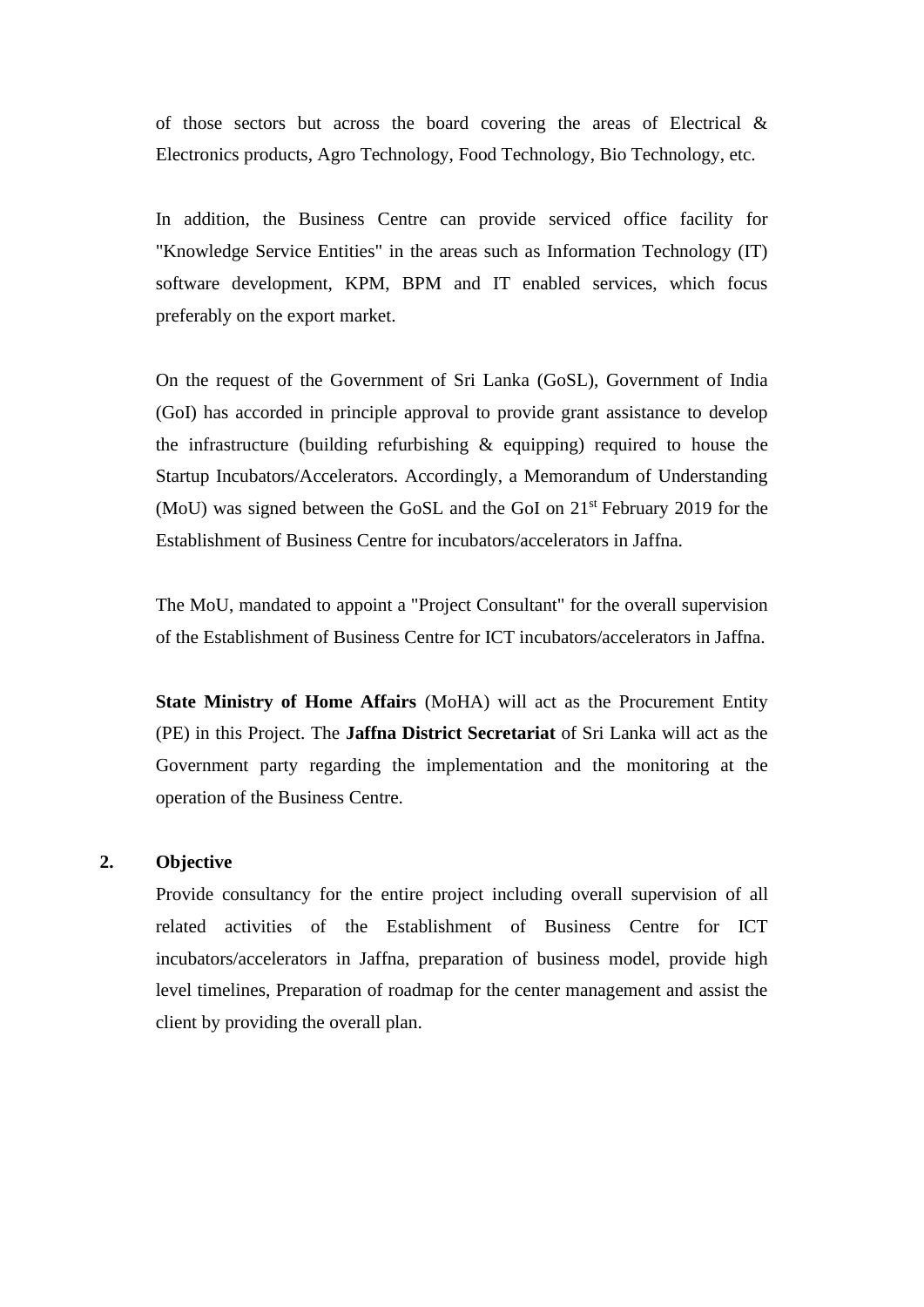of those sectors but across the board covering the areas of Electrical & Electronics products, Agro Technology, Food Technology, Bio Technology, etc.

In addition, the Business Centre can provide serviced office facility for "Knowledge Service Entities" in the areas such as Information Technology (IT) software development, KPM, BPM and IT enabled services, which focus preferably on the export market.

On the request of the Government of Sri Lanka (GoSL), Government of India (GoI) has accorded in principle approval to provide grant assistance to develop the infrastructure (building refurbishing & equipping) required to house the Startup Incubators/Accelerators. Accordingly, a Memorandum of Understanding (MoU) was signed between the GoSL and the GoI on 21st February 2019 for the Establishment of Business Centre for incubators/accelerators in Jaffna.

The MoU, mandated to appoint a "Project Consultant" for the overall supervision of the Establishment of Business Centre for ICT incubators/accelerators in Jaffna.

**State Ministry of Home Affairs** (MoHA) will act as the Procurement Entity (PE) in this Project. The **Jaffna District Secretariat** of Sri Lanka will act as the Government party regarding the implementation and the monitoring at the operation of the Business Centre.

## 2. Objective

Provide consultancy for the entire project including overall supervision of all related activities of the Establishment of Business Centre for ICT incubators/accelerators in Jaffna, preparation of business model, provide high level timelines, Preparation of roadmap for the center management and assist the client by providing the overall plan.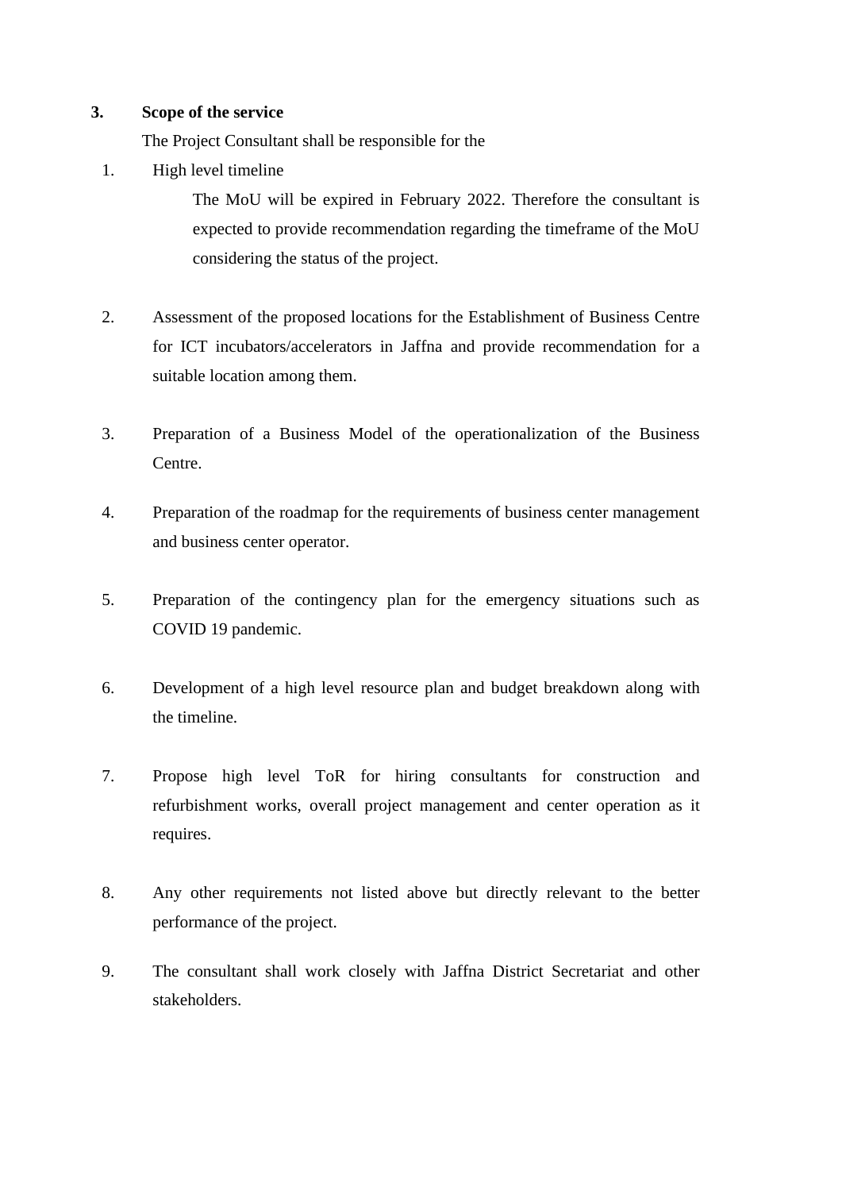## 3. Scope of the service

The Project Consultant shall be responsible for the

1. High level timeline

   The MoU will be expired in February 2022. Therefore the consultant is expected to provide recommendation regarding the timeframe of the MoU considering the status of the project.

2. Assessment of the proposed locations for the Establishment of Business Centre for ICT incubators/accelerators in Jaffna and provide recommendation for a suitable location among them.

3. Preparation of a Business Model of the operationalization of the Business Centre.

4. Preparation of the roadmap for the requirements of business center management and business center operator.

5. Preparation of the contingency plan for the emergency situations such as COVID 19 pandemic.

6. Development of a high level resource plan and budget breakdown along with the timeline.

7. Propose high level ToR for hiring consultants for construction and refurbishment works, overall project management and center operation as it requires.

8. Any other requirements not listed above but directly relevant to the better performance of the project.

9. The consultant shall work closely with Jaffna District Secretariat and other stakeholders.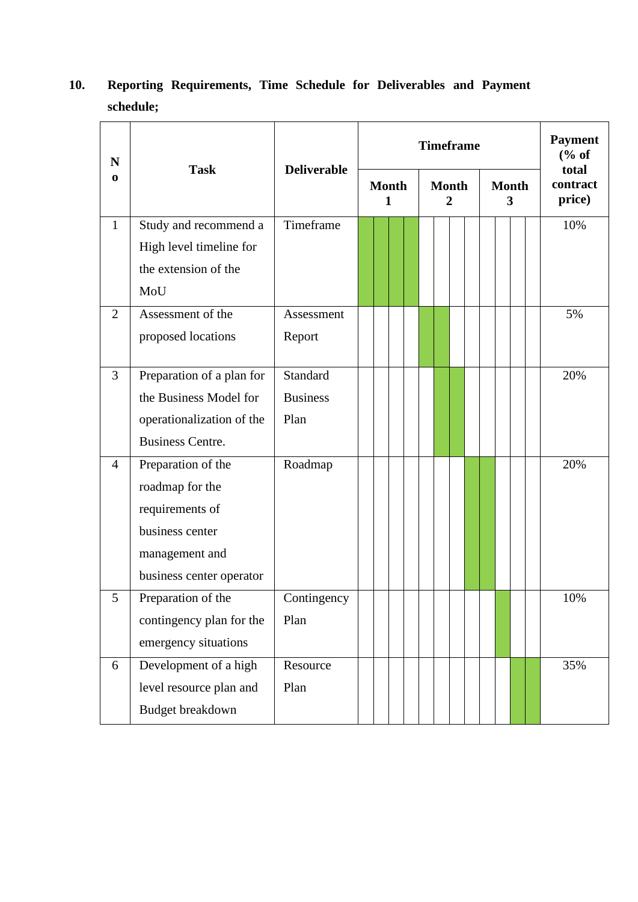## 10. Reporting Requirements, Time Schedule for Deliverables and Payment schedule;

| No | Task | Deliverable | Timeframe | | | | | | | | | | | | Payment (% of total contract price) |
|---|---|---|---|---|---|---|---|---|---|---|---|---|---|---|---|
| | | | Month 1 | | | | Month 2 | | | | Month 3 | | | | |
| 1 | Study and recommend a High level timeline for the extension of the MoU | Timeframe | ■ | ■ | ■ | ■ | | | | | | | | | 10% |
| 2 | Assessment of the proposed locations | Assessment Report | | | | | ■ | ■ | | | | | | | 5% |
| 3 | Preparation of a plan for the Business Model for operationalization of the Business Centre. | Standard Business Plan | | | | | | ■ | ■ | | | | | | 20% |
| 4 | Preparation of the roadmap for the requirements of business center management and business center operator | Roadmap | | | | | | | | ■ | ■ | | | | 20% |
| 5 | Preparation of the contingency plan for the emergency situations | Contingency Plan | | | | | | | | | | ■ | | | 10% |
| 6 | Development of a high level resource plan and Budget breakdown | Resource Plan | | | | | | | | | | | ■ | ■ | 35% |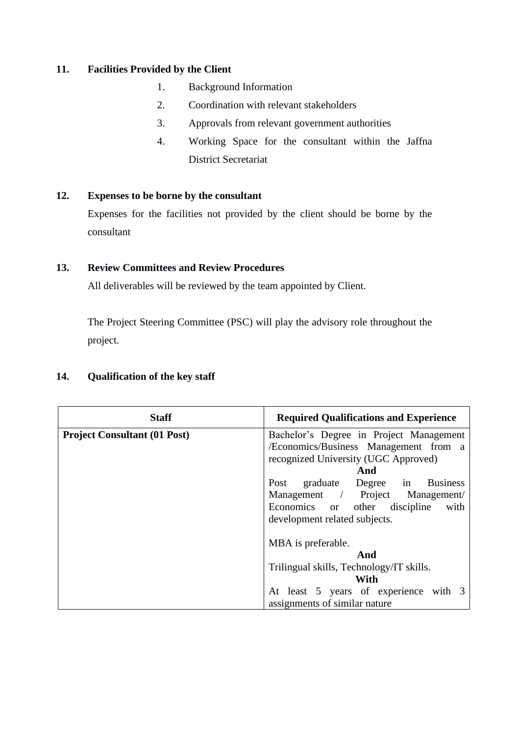## 11. Facilities Provided by the Client

1. Background Information
2. Coordination with relevant stakeholders
3. Approvals from relevant government authorities
4. Working Space for the consultant within the Jaffna District Secretariat

## 12. Expenses to be borne by the consultant

Expenses for the facilities not provided by the client should be borne by the consultant

## 13. Review Committees and Review Procedures

All deliverables will be reviewed by the team appointed by Client.

The Project Steering Committee (PSC) will play the advisory role throughout the project.

## 14. Qualification of the key staff

| Staff | Required Qualifications and Experience |
|---|---|
| **Project Consultant (01 Post)** | Bachelor's Degree in Project Management /Economics/Business Management from a recognized University (UGC Approved)<br>**And**<br>Post graduate Degree in Business Management / Project Management/ Economics or other discipline with development related subjects.<br><br>MBA is preferable.<br>**And**<br>Trilingual skills, Technology/IT skills.<br>**With**<br>At least 5 years of experience with 3 assignments of similar nature |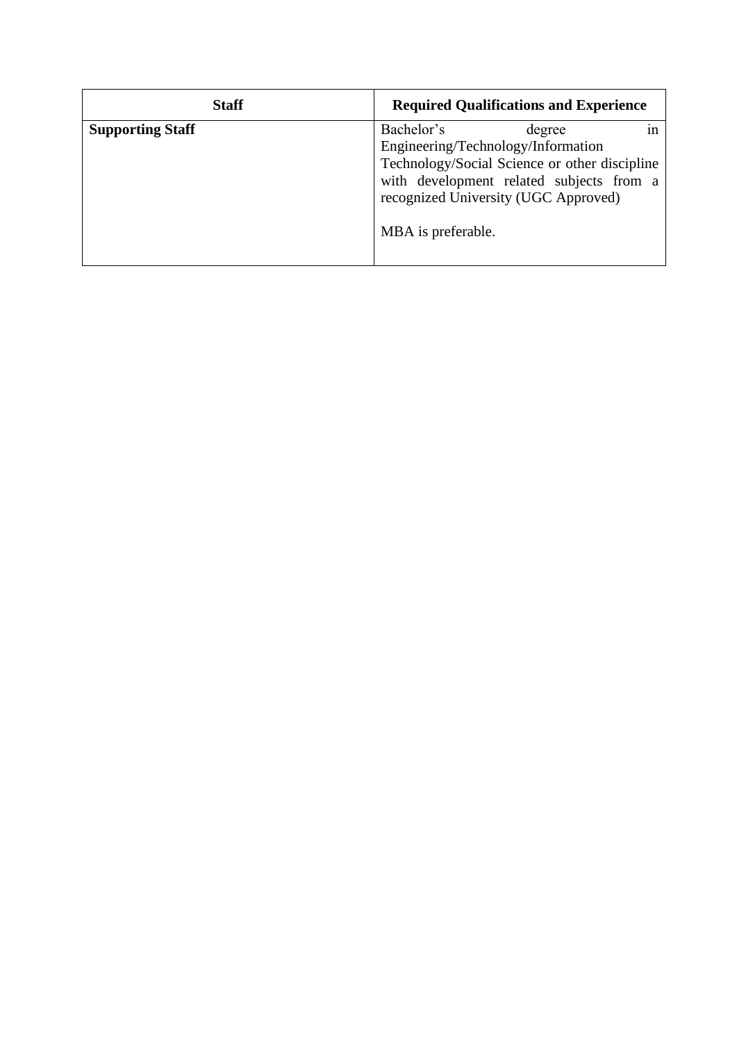| **Staff** | **Required Qualifications and Experience** |
|---|---|
| **Supporting Staff** | Bachelor's degree in Engineering/Technology/Information Technology/Social Science or other discipline with development related subjects from a recognized University (UGC Approved)<br><br>MBA is preferable. |